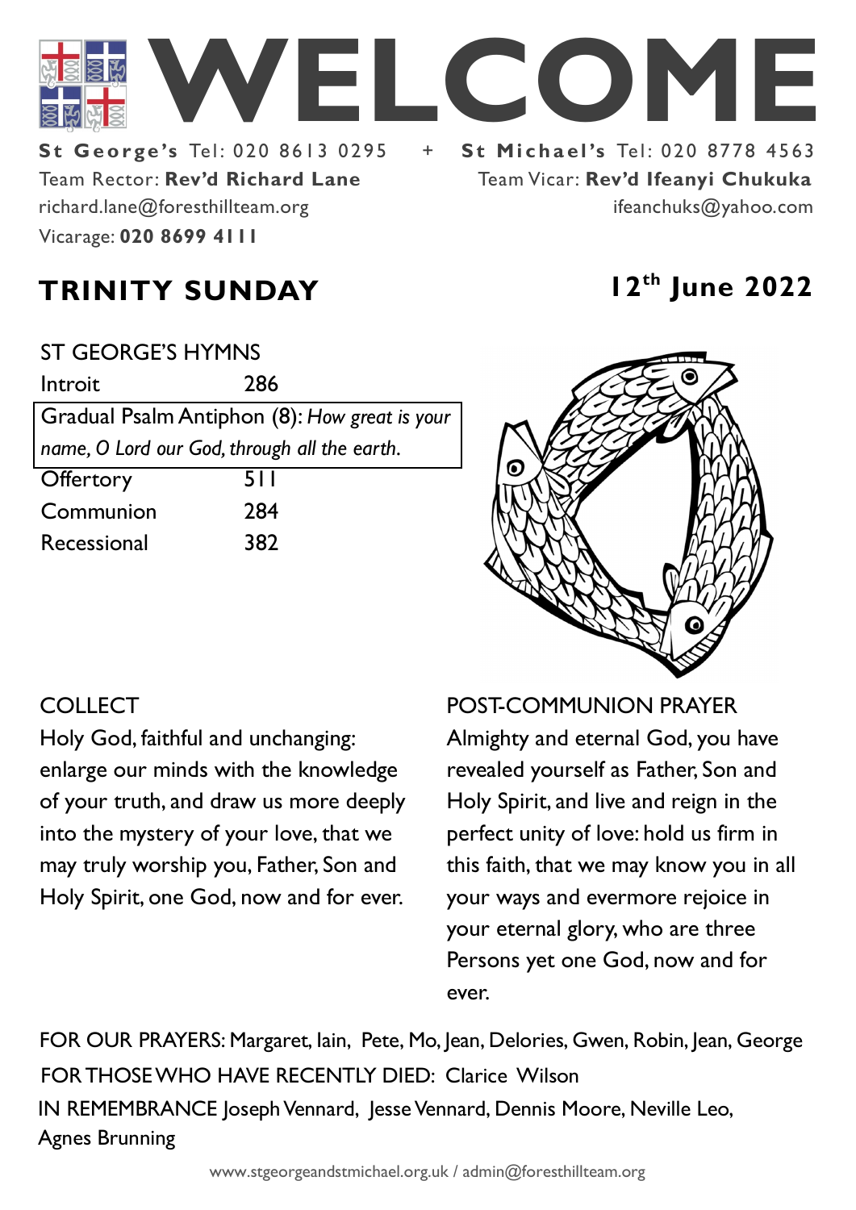# WELCOME

**St George's** Tel: 020 8613 0295 + **St Michael's** Tel: 020 8778 4563

Team Rector: **Rev'd Richard Lane**
richard.lane@foresthillteam.org
Vicarage: **020 8699 4111**

Team Vicar: **Rev'd Ifeanyi Chukuka**
ifeanchuks@yahoo.com

## TRINITY SUNDAY

## 12th June 2022

ST GEORGE'S HYMNS

| | |
|---|---|
| Introit | 286 |
| Gradual Psalm Antiphon (8): *How great is your name, O Lord our God, through all the earth.* | |
| Offertory | 511 |
| Communion | 284 |
| Recessional | 382 |

COLLECT

Holy God, faithful and unchanging: enlarge our minds with the knowledge of your truth, and draw us more deeply into the mystery of your love, that we may truly worship you, Father, Son and Holy Spirit, one God, now and for ever.

POST-COMMUNION PRAYER

Almighty and eternal God, you have revealed yourself as Father, Son and Holy Spirit, and live and reign in the perfect unity of love: hold us firm in this faith, that we may know you in all your ways and evermore rejoice in your eternal glory, who are three Persons yet one God, now and for ever.

FOR OUR PRAYERS: Margaret, Iain, Pete, Mo, Jean, Delories, Gwen, Robin, Jean, George

FOR THOSE WHO HAVE RECENTLY DIED: Clarice Wilson

IN REMEMBRANCE Joseph Vennard, Jesse Vennard, Dennis Moore, Neville Leo, Agnes Brunning

www.stgeorgeandstmichael.org.uk / admin@foresthillteam.org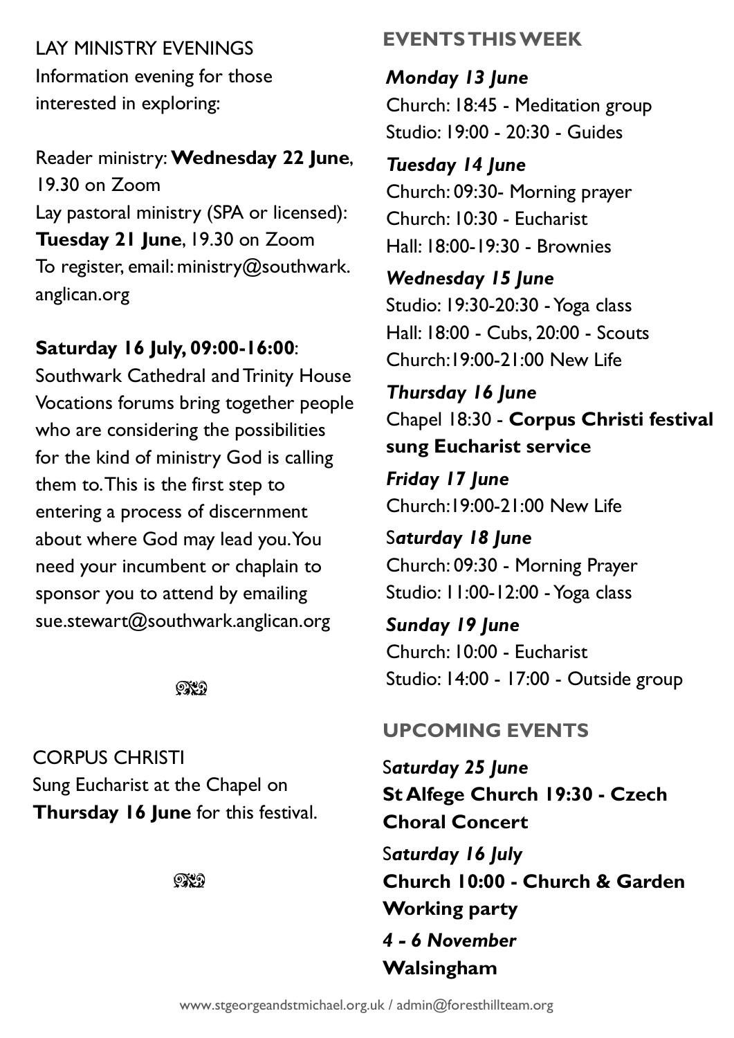LAY MINISTRY EVENINGS

Information evening for those interested in exploring:

Reader ministry: **Wednesday 22 June**, 19.30 on Zoom
Lay pastoral ministry (SPA or licensed): **Tuesday 21 June**, 19.30 on Zoom
To register, email: ministry@southwark.anglican.org

**Saturday 16 July, 09:00-16:00**: Southwark Cathedral and Trinity House Vocations forums bring together people who are considering the possibilities for the kind of ministry God is calling them to. This is the first step to entering a process of discernment about where God may lead you. You need your incumbent or chaplain to sponsor you to attend by emailing sue.stewart@southwark.anglican.org

CORPUS CHRISTI

Sung Eucharist at the Chapel on **Thursday 16 June** for this festival.

## EVENTS THIS WEEK

***Monday 13 June***
Church: 18:45 - Meditation group
Studio: 19:00 - 20:30 - Guides

***Tuesday 14 June***
Church: 09:30- Morning prayer
Church: 10:30 - Eucharist
Hall: 18:00-19:30 - Brownies

***Wednesday 15 June***
Studio: 19:30-20:30 - Yoga class
Hall: 18:00 - Cubs, 20:00 - Scouts
Church:19:00-21:00 New Life

***Thursday 16 June***
Chapel 18:30 - **Corpus Christi festival sung Eucharist service**

***Friday 17 June***
Church:19:00-21:00 New Life

***Saturday 18 June***
Church: 09:30 - Morning Prayer
Studio: 11:00-12:00 - Yoga class

***Sunday 19 June***
Church: 10:00 - Eucharist
Studio: 14:00 - 17:00 - Outside group

## UPCOMING EVENTS

***Saturday 25 June***
**St Alfege Church 19:30 - Czech Choral Concert**

***Saturday 16 July***
**Church 10:00 - Church & Garden Working party**

***4 - 6 November***
**Walsingham**

www.stgeorgeandstmichael.org.uk / admin@foresthillteam.org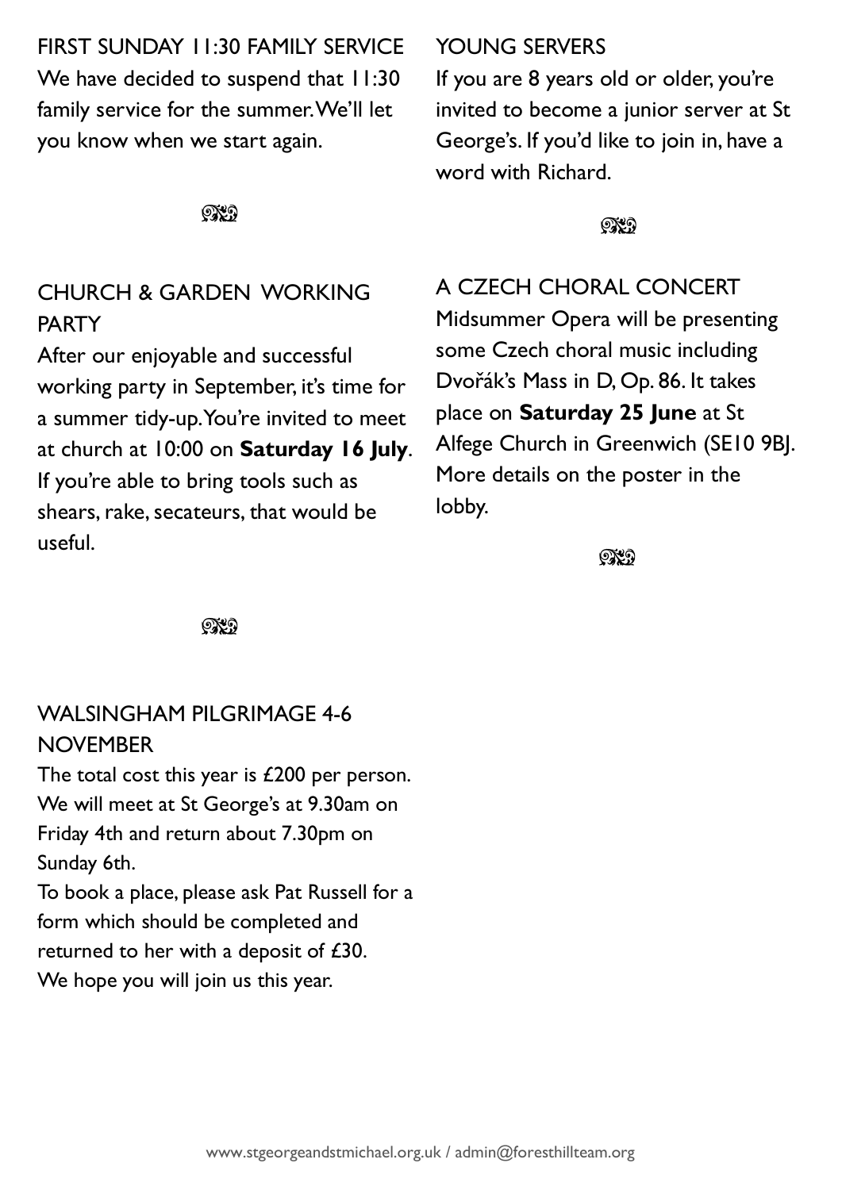## FIRST SUNDAY 11:30 FAMILY SERVICE

We have decided to suspend that 11:30 family service for the summer. We'll let you know when we start again.

## CHURCH & GARDEN WORKING PARTY

After our enjoyable and successful working party in September, it's time for a summer tidy-up. You're invited to meet at church at 10:00 on **Saturday 16 July**. If you're able to bring tools such as shears, rake, secateurs, that would be useful.

## WALSINGHAM PILGRIMAGE 4-6 NOVEMBER

The total cost this year is £200 per person. We will meet at St George's at 9.30am on Friday 4th and return about 7.30pm on Sunday 6th.

To book a place, please ask Pat Russell for a form which should be completed and returned to her with a deposit of £30.

We hope you will join us this year.

## YOUNG SERVERS

If you are 8 years old or older, you're invited to become a junior server at St George's. If you'd like to join in, have a word with Richard.

## A CZECH CHORAL CONCERT

Midsummer Opera will be presenting some Czech choral music including Dvořák's Mass in D, Op. 86. It takes place on **Saturday 25 June** at St Alfege Church in Greenwich (SE10 9BJ. More details on the poster in the lobby.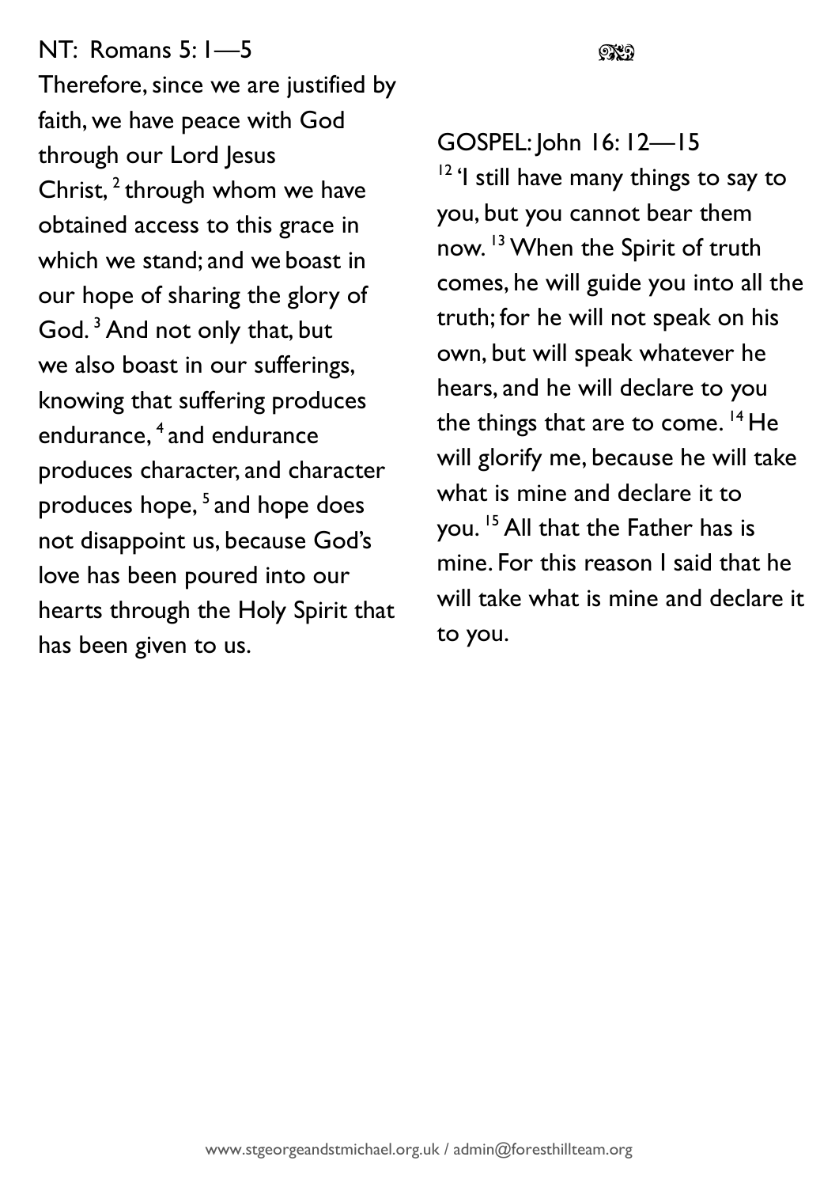NT: Romans 5: 1—5

Therefore, since we are justified by faith, we have peace with God through our Lord Jesus Christ, [2] through whom we have obtained access to this grace in which we stand; and we boast in our hope of sharing the glory of God. [3] And not only that, but we also boast in our sufferings, knowing that suffering produces endurance, [4] and endurance produces character, and character produces hope, [5] and hope does not disappoint us, because God's love has been poured into our hearts through the Holy Spirit that has been given to us.

GOSPEL: John 16: 12—15

[12] 'I still have many things to say to you, but you cannot bear them now. [13] When the Spirit of truth comes, he will guide you into all the truth; for he will not speak on his own, but will speak whatever he hears, and he will declare to you the things that are to come. [14] He will glorify me, because he will take what is mine and declare it to you. [15] All that the Father has is mine. For this reason I said that he will take what is mine and declare it to you.

www.stgeorgeandstmichael.org.uk / admin@foresthillteam.org